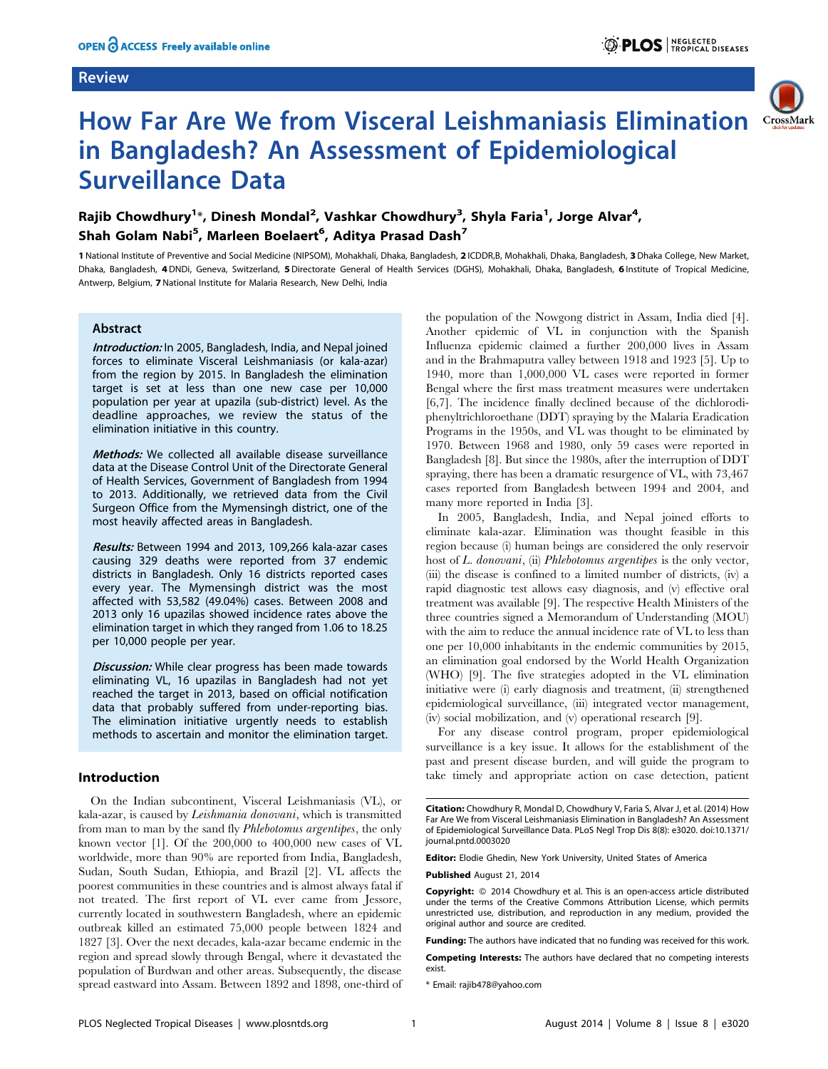# How Far Are We from Visceral Leishmaniasis Elimination in Bangladesh? An Assessment of Epidemiological Surveillance Data

**Rajib Chowdhury[1]*, Dinesh Mondal[2], Vashkar Chowdhury[3], Shyla Faria[1], Jorge Alvar[4], Shah Golam Nabi[5], Marleen Boelaert[6], Aditya Prasad Dash[7]**

1 National Institute of Preventive and Social Medicine (NIPSOM), Mohakhali, Dhaka, Bangladesh, 2 ICDDR,B, Mohakhali, Dhaka, Bangladesh, 3 Dhaka College, New Market, Dhaka, Bangladesh, 4 DNDi, Geneva, Switzerland, 5 Directorate General of Health Services (DGHS), Mohakhali, Dhaka, Bangladesh, 6 Institute of Tropical Medicine, Antwerp, Belgium, 7 National Institute for Malaria Research, New Delhi, India

## Abstract

***Introduction:*** In 2005, Bangladesh, India, and Nepal joined forces to eliminate Visceral Leishmaniasis (or kala-azar) from the region by 2015. In Bangladesh the elimination target is set at less than one new case per 10,000 population per year at upazila (sub-district) level. As the deadline approaches, we review the status of the elimination initiative in this country.

***Methods:*** We collected all available disease surveillance data at the Disease Control Unit of the Directorate General of Health Services, Government of Bangladesh from 1994 to 2013. Additionally, we retrieved data from the Civil Surgeon Office from the Mymensingh district, one of the most heavily affected areas in Bangladesh.

***Results:*** Between 1994 and 2013, 109,266 kala-azar cases causing 329 deaths were reported from 37 endemic districts in Bangladesh. Only 16 districts reported cases every year. The Mymensingh district was the most affected with 53,582 (49.04%) cases. Between 2008 and 2013 only 16 upazilas showed incidence rates above the elimination target in which they ranged from 1.06 to 18.25 per 10,000 people per year.

***Discussion:*** While clear progress has been made towards eliminating VL, 16 upazilas in Bangladesh had not yet reached the target in 2013, based on official notification data that probably suffered from under-reporting bias. The elimination initiative urgently needs to establish methods to ascertain and monitor the elimination target.

## Introduction

On the Indian subcontinent, Visceral Leishmaniasis (VL), or kala-azar, is caused by *Leishmania donovani*, which is transmitted from man to man by the sand fly *Phlebotomus argentipes*, the only known vector [1]. Of the 200,000 to 400,000 new cases of VL worldwide, more than 90% are reported from India, Bangladesh, Sudan, South Sudan, Ethiopia, and Brazil [2]. VL affects the poorest communities in these countries and is almost always fatal if not treated. The first report of VL ever came from Jessore, currently located in southwestern Bangladesh, where an epidemic outbreak killed an estimated 75,000 people between 1824 and 1827 [3]. Over the next decades, kala-azar became endemic in the region and spread slowly through Bengal, where it devastated the population of Burdwan and other areas. Subsequently, the disease spread eastward into Assam. Between 1892 and 1898, one-third of the population of the Nowgong district in Assam, India died [4]. Another epidemic of VL in conjunction with the Spanish Influenza epidemic claimed a further 200,000 lives in Assam and in the Brahmaputra valley between 1918 and 1923 [5]. Up to 1940, more than 1,000,000 VL cases were reported in former Bengal where the first mass treatment measures were undertaken [6,7]. The incidence finally declined because of the dichlorodiphenyltrichloroethane (DDT) spraying by the Malaria Eradication Programs in the 1950s, and VL was thought to be eliminated by 1970. Between 1968 and 1980, only 59 cases were reported in Bangladesh [8]. But since the 1980s, after the interruption of DDT spraying, there has been a dramatic resurgence of VL, with 73,467 cases reported from Bangladesh between 1994 and 2004, and many more reported in India [3].

In 2005, Bangladesh, India, and Nepal joined efforts to eliminate kala-azar. Elimination was thought feasible in this region because (i) human beings are considered the only reservoir host of *L. donovani*, (ii) *Phlebotomus argentipes* is the only vector, (iii) the disease is confined to a limited number of districts, (iv) a rapid diagnostic test allows easy diagnosis, and (v) effective oral treatment was available [9]. The respective Health Ministers of the three countries signed a Memorandum of Understanding (MOU) with the aim to reduce the annual incidence rate of VL to less than one per 10,000 inhabitants in the endemic communities by 2015, an elimination goal endorsed by the World Health Organization (WHO) [9]. The five strategies adopted in the VL elimination initiative were (i) early diagnosis and treatment, (ii) strengthened epidemiological surveillance, (iii) integrated vector management, (iv) social mobilization, and (v) operational research [9].

For any disease control program, proper epidemiological surveillance is a key issue. It allows for the establishment of the past and present disease burden, and will guide the program to take timely and appropriate action on case detection, patient

---

**Citation:** Chowdhury R, Mondal D, Chowdhury V, Faria S, Alvar J, et al. (2014) How Far Are We from Visceral Leishmaniasis Elimination in Bangladesh? An Assessment of Epidemiological Surveillance Data. PLoS Negl Trop Dis 8(8): e3020. doi:10.1371/journal.pntd.0003020

**Editor:** Elodie Ghedin, New York University, United States of America

**Published** August 21, 2014

**Copyright:** © 2014 Chowdhury et al. This is an open-access article distributed under the terms of the Creative Commons Attribution License, which permits unrestricted use, distribution, and reproduction in any medium, provided the original author and source are credited.

**Funding:** The authors have indicated that no funding was received for this work.

**Competing Interests:** The authors have declared that no competing interests exist.

\* Email: rajib478@yahoo.com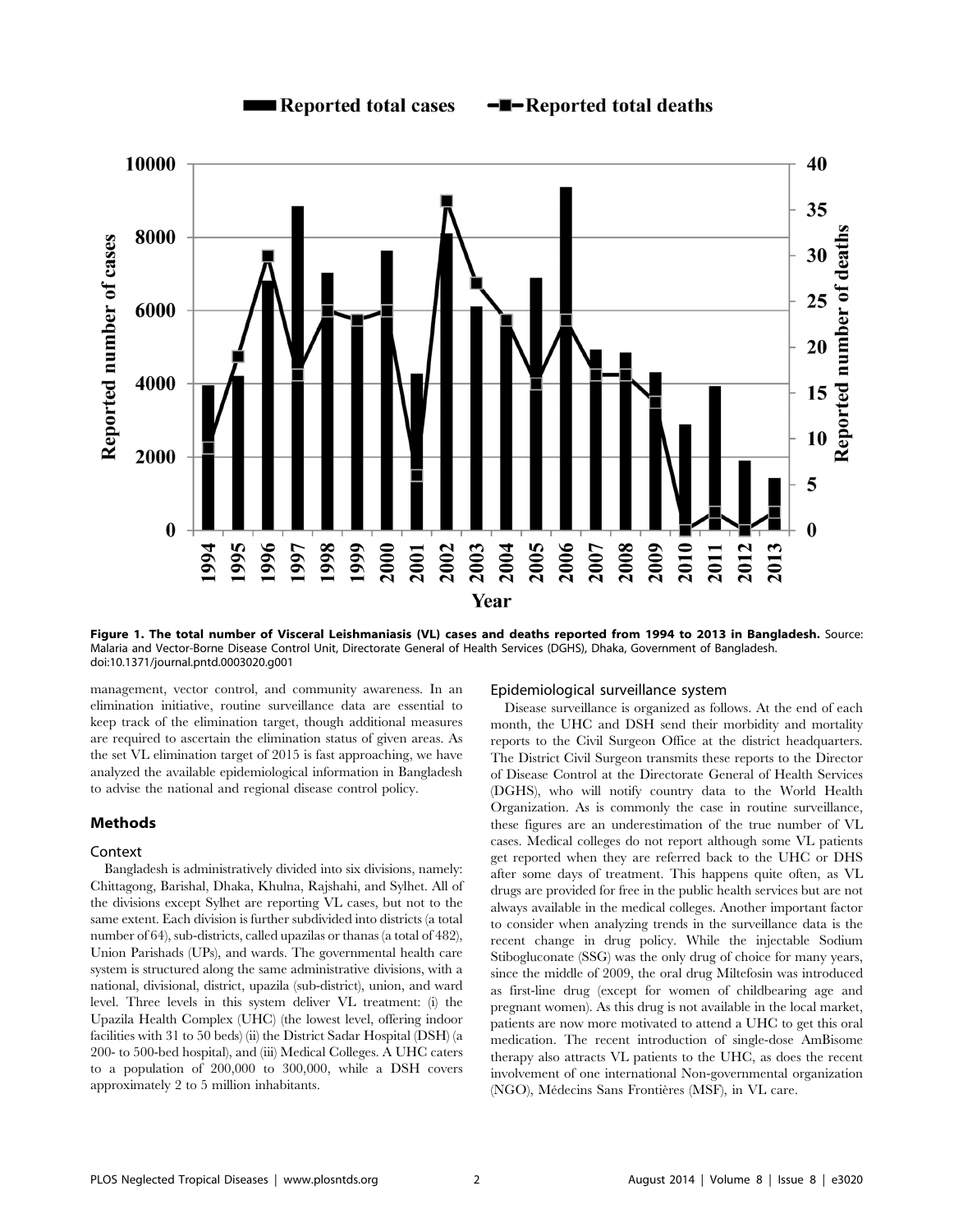**Figure 1. The total number of Visceral Leishmaniasis (VL) cases and deaths reported from 1994 to 2013 in Bangladesh.** Source: Malaria and Vector-Borne Disease Control Unit, Directorate General of Health Services (DGHS), Dhaka, Government of Bangladesh.
doi:10.1371/journal.pntd.0003020.g001

management, vector control, and community awareness. In an elimination initiative, routine surveillance data are essential to keep track of the elimination target, though additional measures are required to ascertain the elimination status of given areas. As the set VL elimination target of 2015 is fast approaching, we have analyzed the available epidemiological information in Bangladesh to advise the national and regional disease control policy.

## Methods

### Context

Bangladesh is administratively divided into six divisions, namely: Chittagong, Barishal, Dhaka, Khulna, Rajshahi, and Sylhet. All of the divisions except Sylhet are reporting VL cases, but not to the same extent. Each division is further subdivided into districts (a total number of 64), sub-districts, called upazilas or thanas (a total of 482), Union Parishads (UPs), and wards. The governmental health care system is structured along the same administrative divisions, with a national, divisional, district, upazila (sub-district), union, and ward level. Three levels in this system deliver VL treatment: (i) the Upazila Health Complex (UHC) (the lowest level, offering indoor facilities with 31 to 50 beds) (ii) the District Sadar Hospital (DSH) (a 200- to 500-bed hospital), and (iii) Medical Colleges. A UHC caters to a population of 200,000 to 300,000, while a DSH covers approximately 2 to 5 million inhabitants.

### Epidemiological surveillance system

Disease surveillance is organized as follows. At the end of each month, the UHC and DSH send their morbidity and mortality reports to the Civil Surgeon Office at the district headquarters. The District Civil Surgeon transmits these reports to the Director of Disease Control at the Directorate General of Health Services (DGHS), who will notify country data to the World Health Organization. As is commonly the case in routine surveillance, these figures are an underestimation of the true number of VL cases. Medical colleges do not report although some VL patients get reported when they are referred back to the UHC or DHS after some days of treatment. This happens quite often, as VL drugs are provided for free in the public health services but are not always available in the medical colleges. Another important factor to consider when analyzing trends in the surveillance data is the recent change in drug policy. While the injectable Sodium Stibogluconate (SSG) was the only drug of choice for many years, since the middle of 2009, the oral drug Miltefosin was introduced as first-line drug (except for women of childbearing age and pregnant women). As this drug is not available in the local market, patients are now more motivated to attend a UHC to get this oral medication. The recent introduction of single-dose AmBisome therapy also attracts VL patients to the UHC, as does the recent involvement of one international Non-governmental organization (NGO), Médecins Sans Frontières (MSF), in VL care.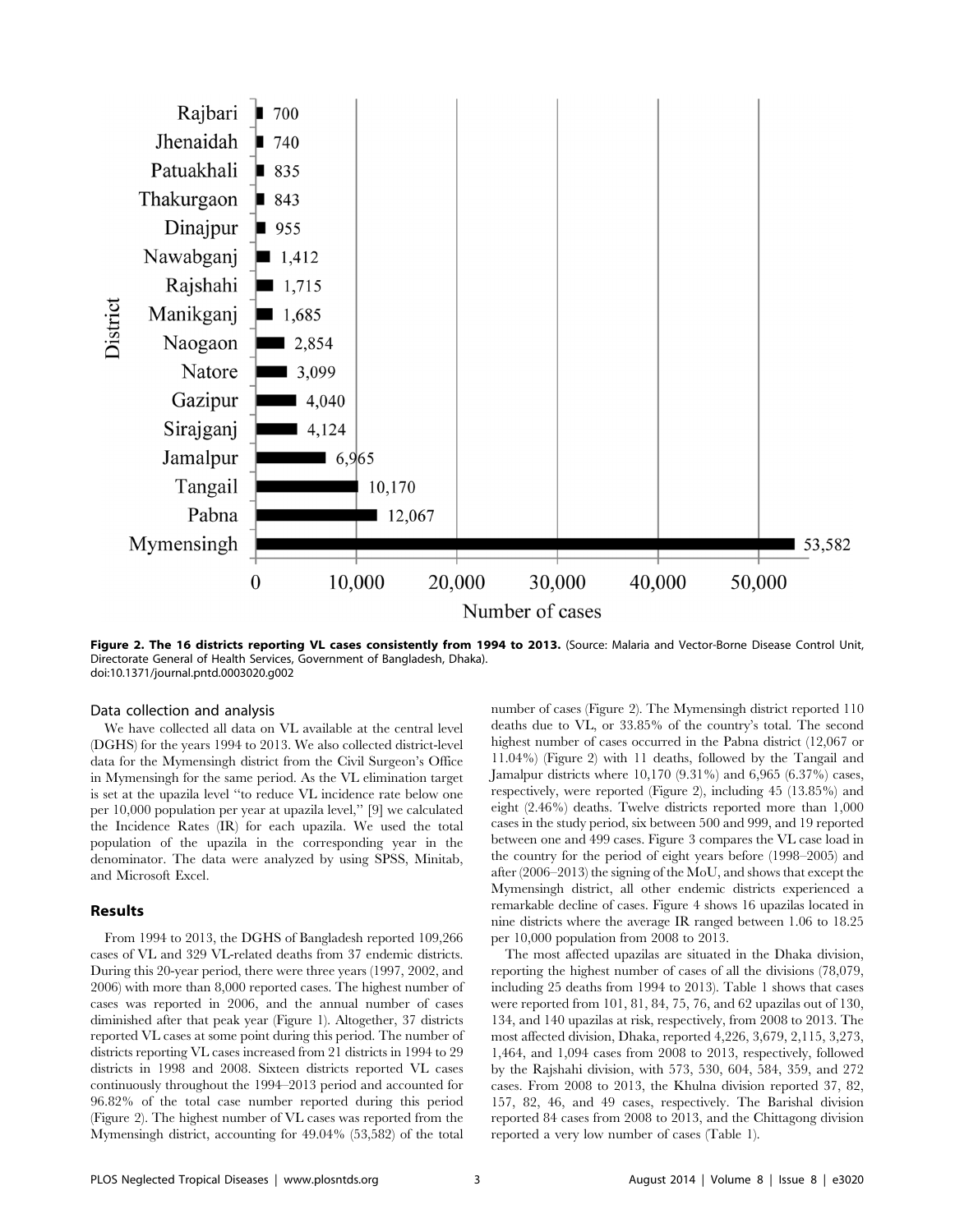Rajbari 700
Jhenaidah 740
Patuakhali 835
Thakurgaon 843
Dinajpur 955
Nawabganj 1,412
Rajshahi 1,715
Manikganj 1,685
Naogaon 2,854
Natore 3,099
Gazipur 4,040
Sirajganj 4,124
Jamalpur 6,965
Tangail 10,170
Pabna 12,067
Mymensingh 53,582

District

0 10,000 20,000 30,000 40,000 50,000

Number of cases

**Figure 2. The 16 districts reporting VL cases consistently from 1994 to 2013.** (Source: Malaria and Vector-Borne Disease Control Unit, Directorate General of Health Services, Government of Bangladesh, Dhaka).
doi:10.1371/journal.pntd.0003020.g002

### Data collection and analysis

We have collected all data on VL available at the central level (DGHS) for the years 1994 to 2013. We also collected district-level data for the Mymensingh district from the Civil Surgeon's Office in Mymensingh for the same period. As the VL elimination target is set at the upazila level "to reduce VL incidence rate below one per 10,000 population per year at upazila level," [9] we calculated the Incidence Rates (IR) for each upazila. We used the total population of the upazila in the corresponding year in the denominator. The data were analyzed by using SPSS, Minitab, and Microsoft Excel.

## Results

From 1994 to 2013, the DGHS of Bangladesh reported 109,266 cases of VL and 329 VL-related deaths from 37 endemic districts. During this 20-year period, there were three years (1997, 2002, and 2006) with more than 8,000 reported cases. The highest number of cases was reported in 2006, and the annual number of cases diminished after that peak year (Figure 1). Altogether, 37 districts reported VL cases at some point during this period. The number of districts reporting VL cases increased from 21 districts in 1994 to 29 districts in 1998 and 2008. Sixteen districts reported VL cases continuously throughout the 1994–2013 period and accounted for 96.82% of the total case number reported during this period (Figure 2). The highest number of VL cases was reported from the Mymensingh district, accounting for 49.04% (53,582) of the total number of cases (Figure 2). The Mymensingh district reported 110 deaths due to VL, or 33.85% of the country's total. The second highest number of cases occurred in the Pabna district (12,067 or 11.04%) (Figure 2) with 11 deaths, followed by the Tangail and Jamalpur districts where 10,170 (9.31%) and 6,965 (6.37%) cases, respectively, were reported (Figure 2), including 45 (13.85%) and eight (2.46%) deaths. Twelve districts reported more than 1,000 cases in the study period, six between 500 and 999, and 19 reported between one and 499 cases. Figure 3 compares the VL case load in the country for the period of eight years before (1998–2005) and after (2006–2013) the signing of the MoU, and shows that except the Mymensingh district, all other endemic districts experienced a remarkable decline of cases. Figure 4 shows 16 upazilas located in nine districts where the average IR ranged between 1.06 to 18.25 per 10,000 population from 2008 to 2013.

The most affected upazilas are situated in the Dhaka division, reporting the highest number of cases of all the divisions (78,079, including 25 deaths from 1994 to 2013). Table 1 shows that cases were reported from 101, 81, 84, 75, 76, and 62 upazilas out of 130, 134, and 140 upazilas at risk, respectively, from 2008 to 2013. The most affected division, Dhaka, reported 4,226, 3,679, 2,115, 3,273, 1,464, and 1,094 cases from 2008 to 2013, respectively, followed by the Rajshahi division, with 573, 530, 604, 584, 359, and 272 cases. From 2008 to 2013, the Khulna division reported 37, 82, 157, 82, 46, and 49 cases, respectively. The Barishal division reported 84 cases from 2008 to 2013, and the Chittagong division reported a very low number of cases (Table 1).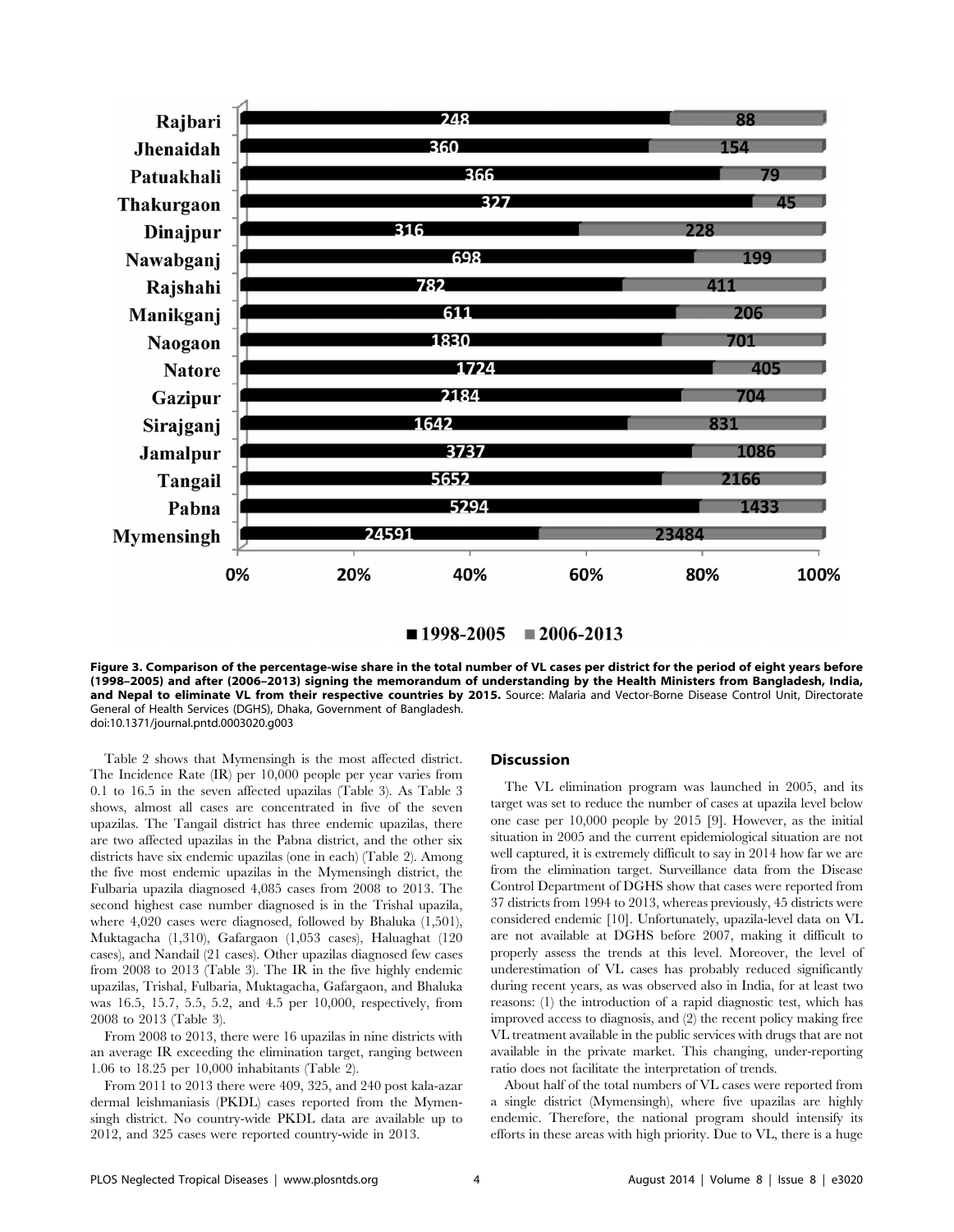**Figure 3. Comparison of the percentage-wise share in the total number of VL cases per district for the period of eight years before (1998–2005) and after (2006–2013) signing the memorandum of understanding by the Health Ministers from Bangladesh, India, and Nepal to eliminate VL from their respective countries by 2015.** Source: Malaria and Vector-Borne Disease Control Unit, Directorate General of Health Services (DGHS), Dhaka, Government of Bangladesh.
doi:10.1371/journal.pntd.0003020.g003

Table 2 shows that Mymensingh is the most affected district. The Incidence Rate (IR) per 10,000 people per year varies from 0.1 to 16.5 in the seven affected upazilas (Table 3). As Table 3 shows, almost all cases are concentrated in five of the seven upazilas. The Tangail district has three endemic upazilas, there are two affected upazilas in the Pabna district, and the other six districts have six endemic upazilas (one in each) (Table 2). Among the five most endemic upazilas in the Mymensingh district, the Fulbaria upazila diagnosed 4,085 cases from 2008 to 2013. The second highest case number diagnosed is in the Trishal upazila, where 4,020 cases were diagnosed, followed by Bhaluka (1,501), Muktagacha (1,310), Gafargaon (1,053 cases), Haluaghat (120 cases), and Nandail (21 cases). Other upazilas diagnosed few cases from 2008 to 2013 (Table 3). The IR in the five highly endemic upazilas, Trishal, Fulbaria, Muktagacha, Gafargaon, and Bhaluka was 16.5, 15.7, 5.5, 5.2, and 4.5 per 10,000, respectively, from 2008 to 2013 (Table 3).

From 2008 to 2013, there were 16 upazilas in nine districts with an average IR exceeding the elimination target, ranging between 1.06 to 18.25 per 10,000 inhabitants (Table 2).

From 2011 to 2013 there were 409, 325, and 240 post kala-azar dermal leishmaniasis (PKDL) cases reported from the Mymensingh district. No country-wide PKDL data are available up to 2012, and 325 cases were reported country-wide in 2013.

## Discussion

The VL elimination program was launched in 2005, and its target was set to reduce the number of cases at upazila level below one case per 10,000 people by 2015 [9]. However, as the initial situation in 2005 and the current epidemiological situation are not well captured, it is extremely difficult to say in 2014 how far we are from the elimination target. Surveillance data from the Disease Control Department of DGHS show that cases were reported from 37 districts from 1994 to 2013, whereas previously, 45 districts were considered endemic [10]. Unfortunately, upazila-level data on VL are not available at DGHS before 2007, making it difficult to properly assess the trends at this level. Moreover, the level of underestimation of VL cases has probably reduced significantly during recent years, as was observed also in India, for at least two reasons: (1) the introduction of a rapid diagnostic test, which has improved access to diagnosis, and (2) the recent policy making free VL treatment available in the public services with drugs that are not available in the private market. This changing, under-reporting ratio does not facilitate the interpretation of trends.

About half of the total numbers of VL cases were reported from a single district (Mymensingh), where five upazilas are highly endemic. Therefore, the national program should intensify its efforts in these areas with high priority. Due to VL, there is a huge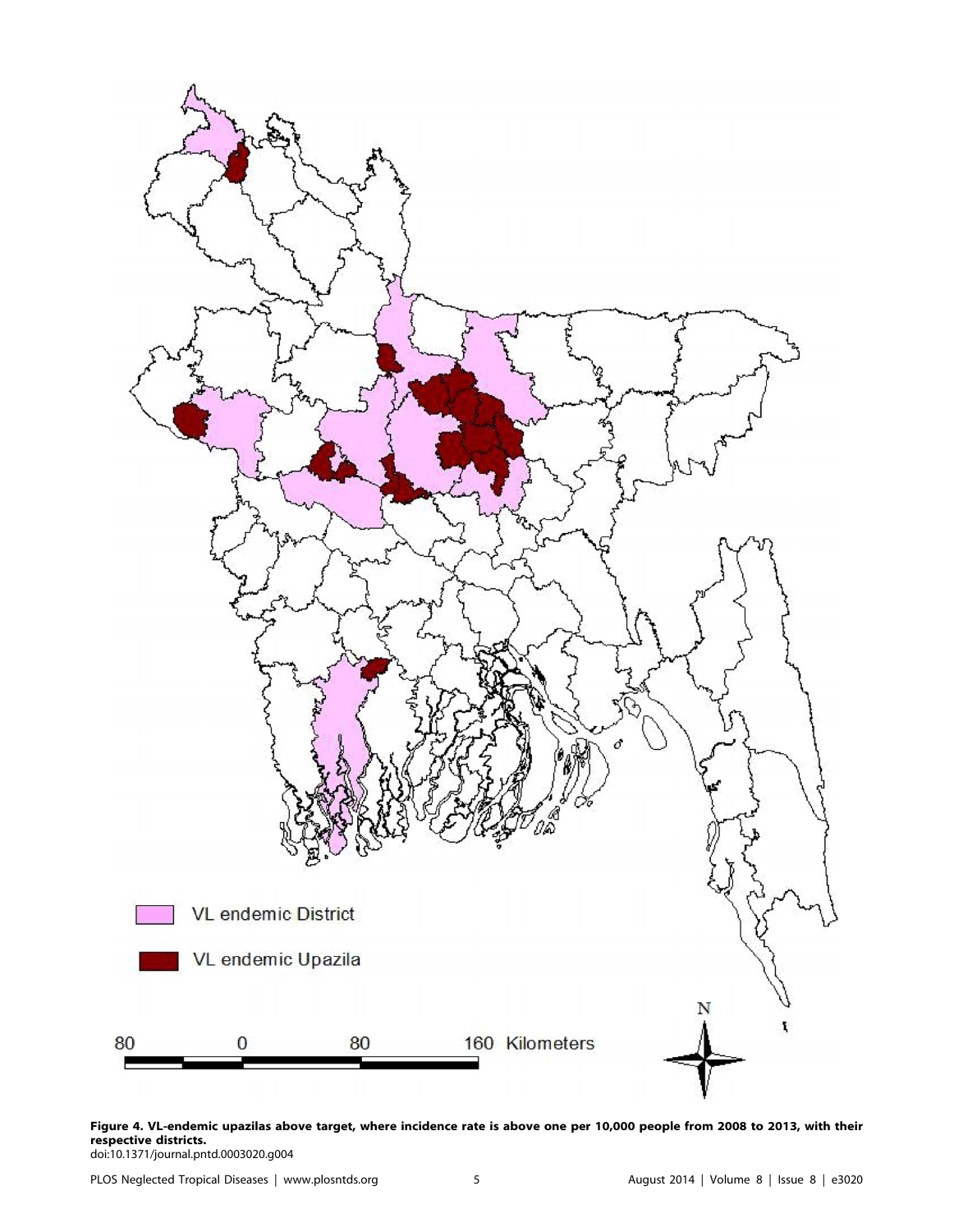**Figure 4. VL-endemic upazilas above target, where incidence rate is above one per 10,000 people from 2008 to 2013, with their respective districts.**
doi:10.1371/journal.pntd.0003020.g004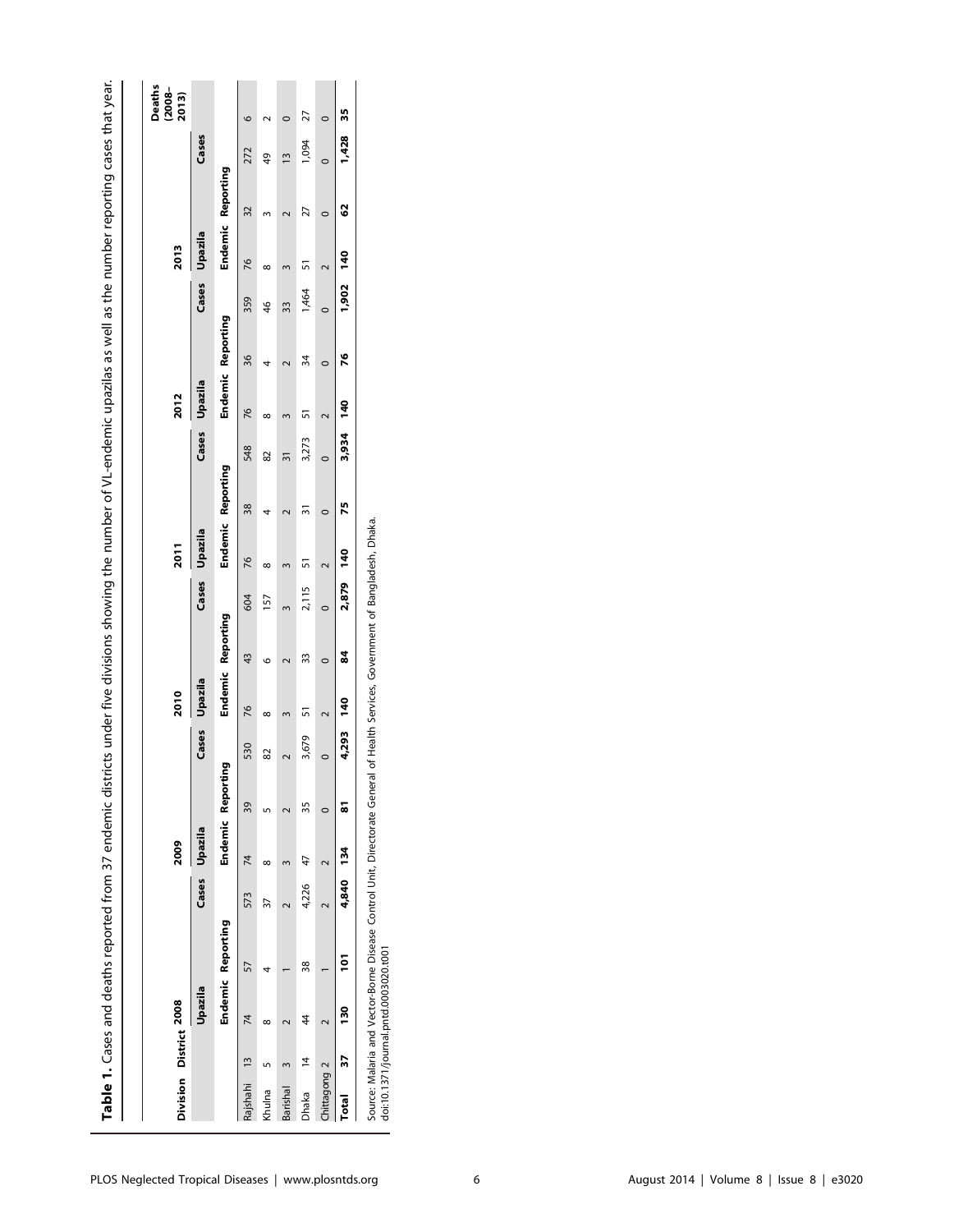**Table 1.** Cases and deaths reported from 37 endemic districts under five divisions showing the number of VL-endemic upazilas as well as the number reporting cases that year.

| Division | District | 2008 | | | 2009 | | | 2010 | | | 2011 | | | 2012 | | | 2013 | | | Deaths (2008–2013) |
|---|---|---|---|---|---|---|---|---|---|---|---|---|---|---|---|---|---|---|---|---|
| | | Upazila | | Cases | Upazila | | Cases | Upazila | | Cases | Upazila | | Cases | Upazila | | Cases | Upazila | | Cases | |
| | | Endemic | Reporting | | Endemic | Reporting | | Endemic | Reporting | | Endemic | Reporting | | Endemic | Reporting | | Endemic | Reporting | | |
| Rajshahi | 13 | 74 | 57 | 573 | 74 | 39 | 530 | 76 | 43 | 604 | 76 | 38 | 548 | 76 | 36 | 359 | 76 | 32 | 272 | 6 |
| Khulna | 5 | 8 | 4 | 37 | 8 | 5 | 82 | 8 | 6 | 157 | 8 | 4 | 82 | 8 | 4 | 46 | 8 | 3 | 49 | 2 |
| Barishal | 3 | 2 | 1 | 2 | 3 | 2 | 2 | 3 | 2 | 3 | 3 | 2 | 31 | 3 | 2 | 33 | 3 | 2 | 13 | 0 |
| Dhaka | 14 | 44 | 38 | 4,226 | 47 | 35 | 3,679 | 51 | 33 | 2,115 | 51 | 31 | 3,273 | 51 | 34 | 1,464 | 51 | 27 | 1,094 | 27 |
| Chittagong | 2 | 2 | 1 | 2 | 2 | 0 | 0 | 2 | 0 | 0 | 2 | 0 | 0 | 2 | 0 | 0 | 2 | 0 | 0 | 0 |
| **Total** | **37** | **130** | **101** | **4,840** | **134** | **81** | **4,293** | **140** | **84** | **2,879** | **140** | **75** | **3,934** | **140** | **76** | **1,902** | **140** | **62** | **1,428** | **35** |

Source: Malaria and Vector-Borne Disease Control Unit, Directorate General of Health Services, Government of Bangladesh, Dhaka.
doi:10.1371/journal.pntd.0003020.t001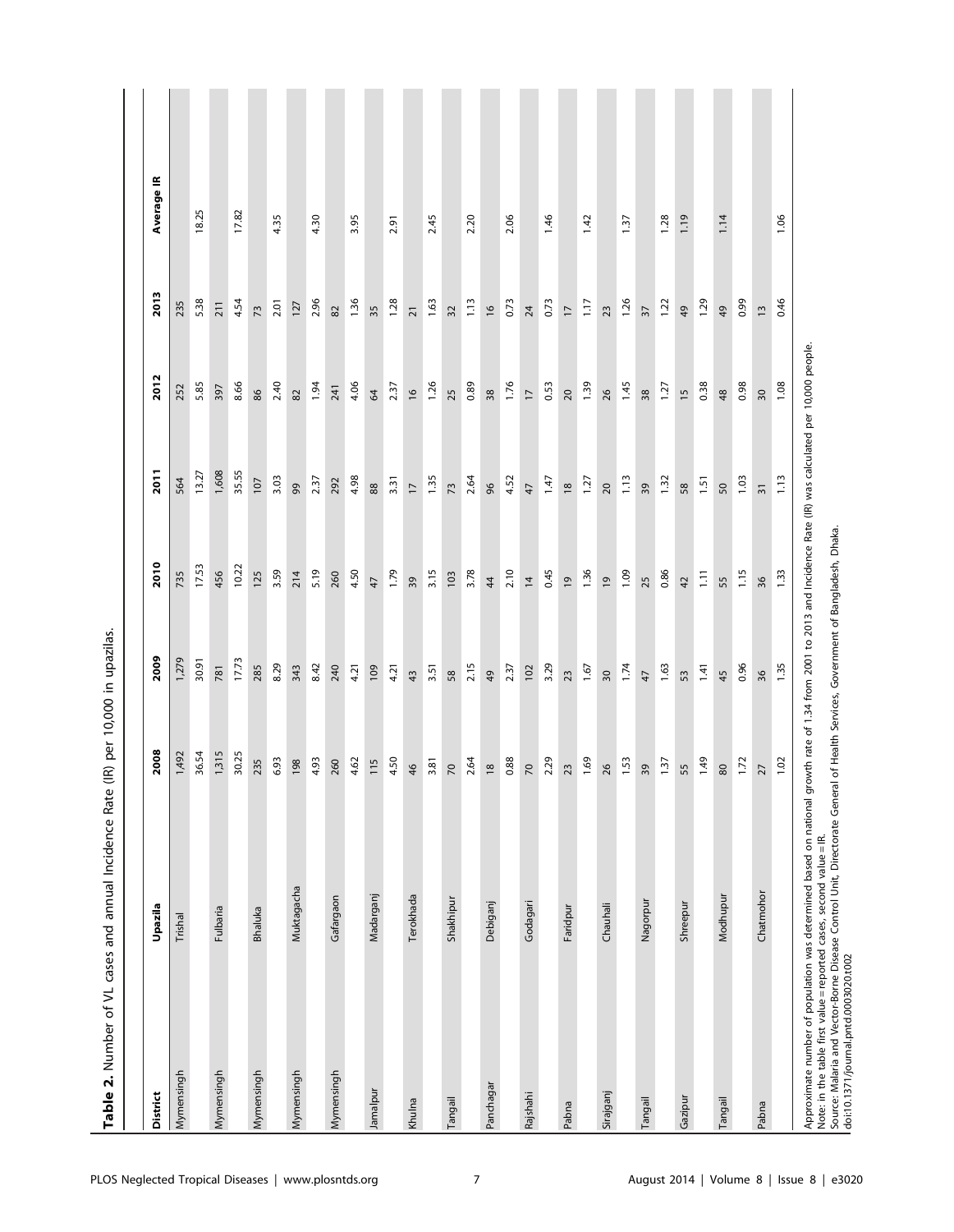**Table 2.** Number of VL cases and annual Incidence Rate (IR) per 10,000 in upazilas.

| District | Upazila | 2008 | 2009 | 2010 | 2011 | 2012 | 2013 | Average IR |
|---|---|---|---|---|---|---|---|---|
| Mymensingh | Trishal | 1,492 | 1,279 | 735 | 564 | 252 | 235 | |
| | | 36.54 | 30.91 | 17.53 | 13.27 | 5.85 | 5.38 | 18.25 |
| Mymensingh | Fulbaria | 1,315 | 781 | 456 | 1,608 | 397 | 211 | |
| | | 30.25 | 17.73 | 10.22 | 35.55 | 8.66 | 4.54 | 17.82 |
| Mymensingh | Bhaluka | 235 | 285 | 125 | 107 | 86 | 73 | |
| | | 6.93 | 8.29 | 3.59 | 3.03 | 2.40 | 2.01 | 4.35 |
| Mymensingh | Muktagacha | 198 | 343 | 214 | 99 | 82 | 127 | |
| | | 4.93 | 8.42 | 5.19 | 2.37 | 1.94 | 2.96 | 4.30 |
| Mymensingh | Gafargaon | 260 | 240 | 260 | 292 | 241 | 82 | |
| | | 4.62 | 4.21 | 4.50 | 4.98 | 4.06 | 1.36 | 3.95 |
| Jamalpur | Madarganj | 115 | 109 | 47 | 88 | 64 | 35 | |
| | | 4.50 | 4.21 | 1.79 | 3.31 | 2.37 | 1.28 | 2.91 |
| Khulna | Terokhada | 46 | 43 | 39 | 17 | 16 | 21 | |
| | | 3.81 | 3.51 | 3.15 | 1.35 | 1.26 | 1.63 | 2.45 |
| Tangail | Shakhipur | 70 | 58 | 103 | 73 | 25 | 32 | |
| | | 2.64 | 2.15 | 3.78 | 2.64 | 0.89 | 1.13 | 2.20 |
| Panchagar | Debiganj | 18 | 49 | 44 | 96 | 38 | 16 | |
| | | 0.88 | 2.37 | 2.10 | 4.52 | 1.76 | 0.73 | 2.06 |
| Rajshahi | Godagari | 70 | 102 | 14 | 47 | 17 | 24 | |
| | | 2.29 | 3.29 | 0.45 | 1.47 | 0.53 | 0.73 | 1.46 |
| Pabna | Faridpur | 23 | 23 | 19 | 18 | 20 | 17 | |
| | | 1.69 | 1.67 | 1.36 | 1.27 | 1.39 | 1.17 | 1.42 |
| Sirajganj | Chauhali | 26 | 30 | 19 | 20 | 26 | 23 | |
| | | 1.53 | 1.74 | 1.09 | 1.13 | 1.45 | 1.26 | 1.37 |
| Tangail | Nagorpur | 39 | 47 | 25 | 39 | 38 | 37 | |
| | | 1.37 | 1.63 | 0.86 | 1.32 | 1.27 | 1.22 | 1.28 |
| Gazipur | Shreepur | 55 | 53 | 42 | 58 | 15 | 49 | 1.19 |
| | | 1.49 | 1.41 | 1.11 | 1.51 | 0.38 | 1.29 | |
| Tangail | Modhupur | 80 | 45 | 55 | 50 | 48 | 49 | 1.14 |
| | | 1.72 | 0.96 | 1.15 | 1.03 | 0.98 | 0.99 | |
| Pabna | Chatmohor | 27 | 36 | 36 | 31 | 30 | 13 | |
| | | 1.02 | 1.35 | 1.33 | 1.13 | 1.08 | 0.46 | 1.06 |

Approximate number of population was determined based on national growth rate of 1.34 from 2001 to 2013 and Incidence Rate (IR) was calculated per 10,000 people.
Note: in the table first value = reported cases, second value = IR.
Source: Malaria and Vector-Borne Disease Control Unit, Directorate General of Health Services, Government of Bangladesh, Dhaka.
doi:10.1371/journal.pntd.0003020.t002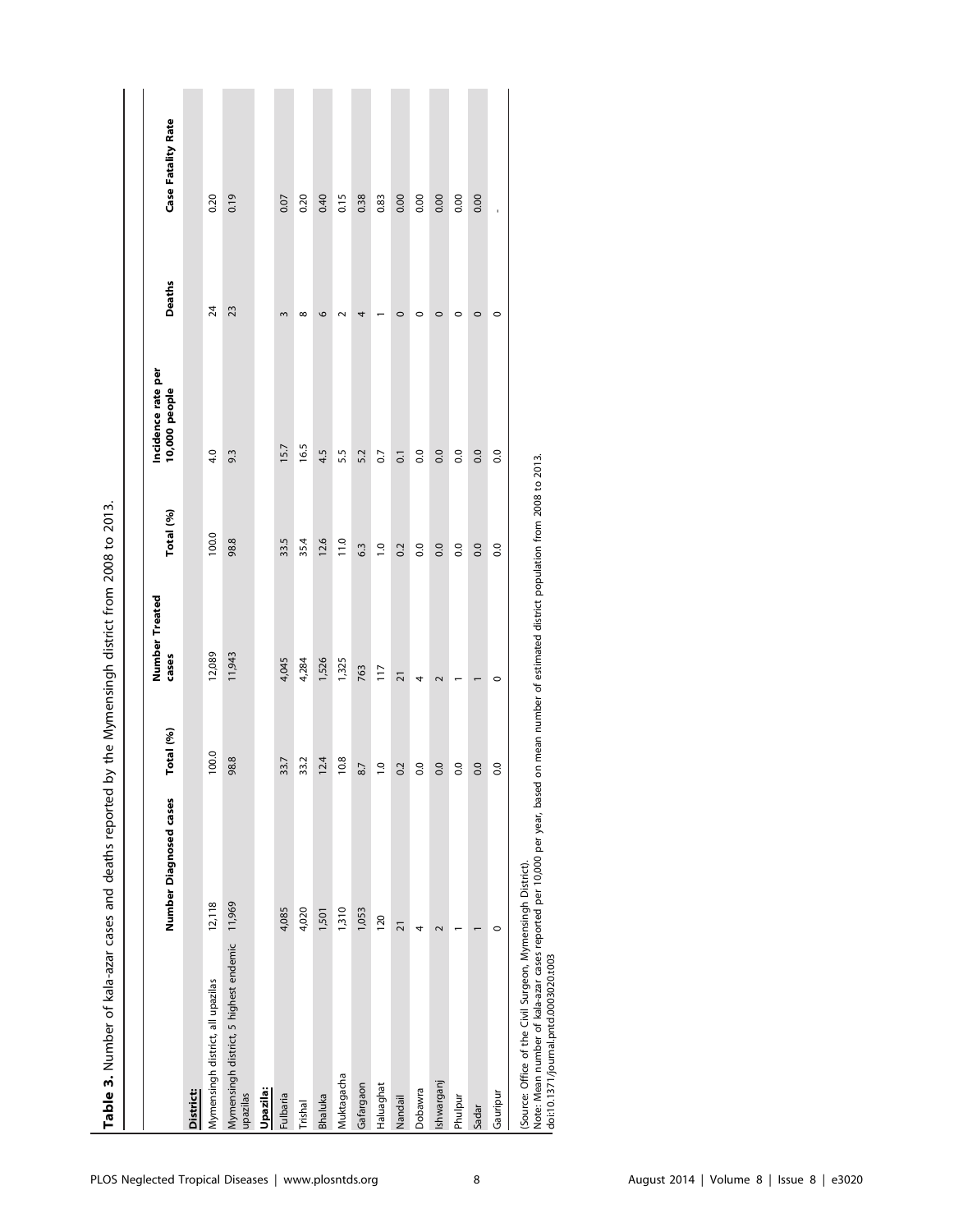**Table 3.** Number of kala-azar cases and deaths reported by the Mymensingh district from 2008 to 2013.

|  | Number Diagnosed cases | Total (%) | Number Treated cases | Total (%) | Incidence rate per 10,000 people | Deaths | Case Fatality Rate |
|---|---|---|---|---|---|---|---|
| **District:** |  |  |  |  |  |  |  |
| Mymensingh district, all upazilas | 12,118 | 100.0 | 12,089 | 100.0 | 4.0 | 24 | 0.20 |
| Mymensingh district, 5 highest endemic upazilas | 11,969 | 98.8 | 11,943 | 98.8 | 9.3 | 23 | 0.19 |
| **Upazila:** |  |  |  |  |  |  |  |
| Fulbaria | 4,085 | 33.7 | 4,045 | 33.5 | 15.7 | 3 | 0.07 |
| Trishal | 4,020 | 33.2 | 4,284 | 35.4 | 16.5 | 8 | 0.20 |
| Bhaluka | 1,501 | 12.4 | 1,526 | 12.6 | 4.5 | 6 | 0.40 |
| Muktagacha | 1,310 | 10.8 | 1,325 | 11.0 | 5.5 | 2 | 0.15 |
| Gafargaon | 1,053 | 8.7 | 763 | 6.3 | 5.2 | 4 | 0.38 |
| Haluaghat | 120 | 1.0 | 117 | 1.0 | 0.7 | 1 | 0.83 |
| Nandail | 21 | 0.2 | 21 | 0.2 | 0.1 | 0 | 0.00 |
| Dobawra | 4 | 0.0 | 4 | 0.0 | 0.0 | 0 | 0.00 |
| Ishwarganj | 2 | 0.0 | 2 | 0.0 | 0.0 | 0 | 0.00 |
| Phulpur | 1 | 0.0 | 1 | 0.0 | 0.0 | 0 | 0.00 |
| Sadar | 1 | 0.0 | 1 | 0.0 | 0.0 | 0 | 0.00 |
| Gauripur | 0 | 0.0 | 0 | 0.0 | 0.0 | 0 | - |

(Source: Office of the Civil Surgeon, Mymensingh District).
Note: Mean number of kala-azar cases reported per 10,000 per year, based on mean number of estimated district population from 2008 to 2013.
doi:10.1371/journal.pntd.0003020.t003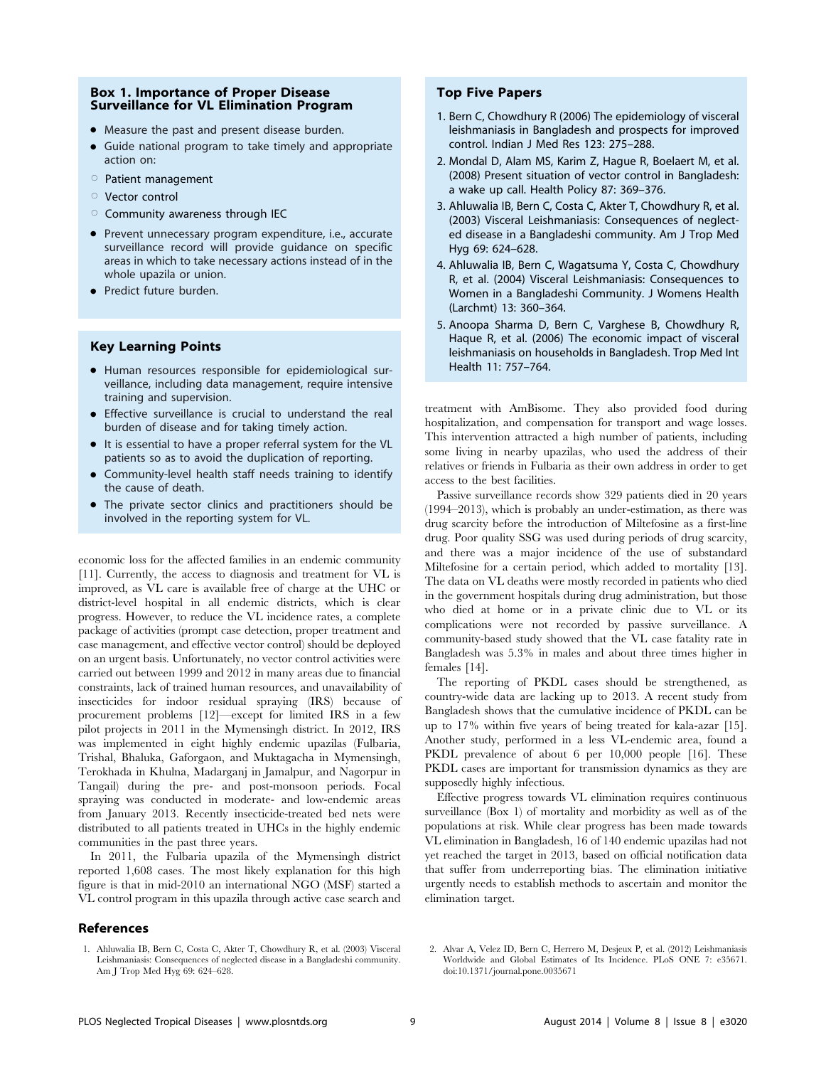### Box 1. Importance of Proper Disease Surveillance for VL Elimination Program

- Measure the past and present disease burden.
- Guide national program to take timely and appropriate action on:
  - Patient management
  - Vector control
  - Community awareness through IEC
- Prevent unnecessary program expenditure, i.e., accurate surveillance record will provide guidance on specific areas in which to take necessary actions instead of in the whole upazila or union.
- Predict future burden.

### Key Learning Points

- Human resources responsible for epidemiological surveillance, including data management, require intensive training and supervision.
- Effective surveillance is crucial to understand the real burden of disease and for taking timely action.
- It is essential to have a proper referral system for the VL patients so as to avoid the duplication of reporting.
- Community-level health staff needs training to identify the cause of death.
- The private sector clinics and practitioners should be involved in the reporting system for VL.

economic loss for the affected families in an endemic community [11]. Currently, the access to diagnosis and treatment for VL is improved, as VL care is available free of charge at the UHC or district-level hospital in all endemic districts, which is clear progress. However, to reduce the VL incidence rates, a complete package of activities (prompt case detection, proper treatment and case management, and effective vector control) should be deployed on an urgent basis. Unfortunately, no vector control activities were carried out between 1999 and 2012 in many areas due to financial constraints, lack of trained human resources, and unavailability of insecticides for indoor residual spraying (IRS) because of procurement problems [12]—except for limited IRS in a few pilot projects in 2011 in the Mymensingh district. In 2012, IRS was implemented in eight highly endemic upazilas (Fulbaria, Trishal, Bhaluka, Gaforgaon, and Muktagacha in Mymensingh, Terokhada in Khulna, Madarganj in Jamalpur, and Nagorpur in Tangail) during the pre- and post-monsoon periods. Focal spraying was conducted in moderate- and low-endemic areas from January 2013. Recently insecticide-treated bed nets were distributed to all patients treated in UHCs in the highly endemic communities in the past three years.

In 2011, the Fulbaria upazila of the Mymensingh district reported 1,608 cases. The most likely explanation for this high figure is that in mid-2010 an international NGO (MSF) started a VL control program in this upazila through active case search and treatment with AmBisome. They also provided food during hospitalization, and compensation for transport and wage losses. This intervention attracted a high number of patients, including some living in nearby upazilas, who used the address of their relatives or friends in Fulbaria as their own address in order to get access to the best facilities.

Passive surveillance records show 329 patients died in 20 years (1994–2013), which is probably an under-estimation, as there was drug scarcity before the introduction of Miltefosine as a first-line drug. Poor quality SSG was used during periods of drug scarcity, and there was a major incidence of the use of substandard Miltefosine for a certain period, which added to mortality [13]. The data on VL deaths were mostly recorded in patients who died in the government hospitals during drug administration, but those who died at home or in a private clinic due to VL or its complications were not recorded by passive surveillance. A community-based study showed that the VL case fatality rate in Bangladesh was 5.3% in males and about three times higher in females [14].

The reporting of PKDL cases should be strengthened, as country-wide data are lacking up to 2013. A recent study from Bangladesh shows that the cumulative incidence of PKDL can be up to 17% within five years of being treated for kala-azar [15]. Another study, performed in a less VL-endemic area, found a PKDL prevalence of about 6 per 10,000 people [16]. These PKDL cases are important for transmission dynamics as they are supposedly highly infectious.

Effective progress towards VL elimination requires continuous surveillance (Box 1) of mortality and morbidity as well as of the populations at risk. While clear progress has been made towards VL elimination in Bangladesh, 16 of 140 endemic upazilas had not yet reached the target in 2013, based on official notification data that suffer from underreporting bias. The elimination initiative urgently needs to establish methods to ascertain and monitor the elimination target.

### Top Five Papers

1. Bern C, Chowdhury R (2006) The epidemiology of visceral leishmaniasis in Bangladesh and prospects for improved control. Indian J Med Res 123: 275–288.
2. Mondal D, Alam MS, Karim Z, Hague R, Boelaert M, et al. (2008) Present situation of vector control in Bangladesh: a wake up call. Health Policy 87: 369–376.
3. Ahluwalia IB, Bern C, Costa C, Akter T, Chowdhury R, et al. (2003) Visceral Leishmaniasis: Consequences of neglected disease in a Bangladeshi community. Am J Trop Med Hyg 69: 624–628.
4. Ahluwalia IB, Bern C, Wagatsuma Y, Costa C, Chowdhury R, et al. (2004) Visceral Leishmaniasis: Consequences to Women in a Bangladeshi Community. J Womens Health (Larchmt) 13: 360–364.
5. Anoopa Sharma D, Bern C, Varghese B, Chowdhury R, Haque R, et al. (2006) The economic impact of visceral leishmaniasis on households in Bangladesh. Trop Med Int Health 11: 757–764.

## References

1. Ahluwalia IB, Bern C, Costa C, Akter T, Chowdhury R, et al. (2003) Visceral Leishmaniasis: Consequences of neglected disease in a Bangladeshi community. Am J Trop Med Hyg 69: 624–628.
2. Alvar A, Velez ID, Bern C, Herrero M, Desjeux P, et al. (2012) Leishmaniasis Worldwide and Global Estimates of Its Incidence. PLoS ONE 7: e35671. doi:10.1371/journal.pone.0035671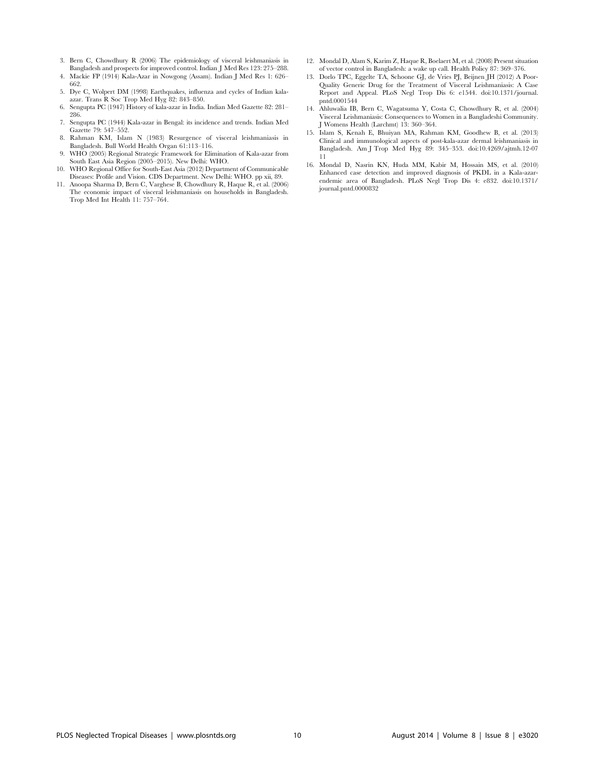3. Bern C, Chowdhury R (2006) The epidemiology of visceral leishmaniasis in Bangladesh and prospects for improved control. Indian J Med Res 123: 275–288.
4. Mackie FP (1914) Kala-Azar in Nowgong (Assam). Indian J Med Res 1: 626–662.
5. Dye C, Wolpert DM (1998) Earthquakes, influenza and cycles of Indian kala-azar. Trans R Soc Trop Med Hyg 82: 843–850.
6. Sengupta PC (1947) History of kala-azar in India. Indian Med Gazette 82: 281–286.
7. Sengupta PC (1944) Kala-azar in Bengal: its incidence and trends. Indian Med Gazette 79: 547–552.
8. Rahman KM, Islam N (1983) Resurgence of visceral leishmaniasis in Bangladesh. Bull World Health Organ 61:113–116.
9. WHO (2005) Regional Strategic Framework for Elimination of Kala-azar from South East Asia Region (2005–2015). New Delhi: WHO.
10. WHO Regional Office for South-East Asia (2012) Department of Communicable Diseases: Profile and Vision. CDS Department. New Delhi: WHO. pp xii, 89.
11. Anoopa Sharma D, Bern C, Varghese B, Chowdhury R, Haque R, et al. (2006) The economic impact of visceral leishmaniasis on households in Bangladesh. Trop Med Int Health 11: 757–764.
12. Mondal D, Alam S, Karim Z, Haque R, Boelaert M, et al. (2008) Present situation of vector control in Bangladesh: a wake up call. Health Policy 87: 369–376.
13. Dorlo TPC, Eggelte TA, Schoone GJ, de Vries PJ, Beijnen JH (2012) A Poor-Quality Generic Drug for the Treatment of Visceral Leishmaniasis: A Case Report and Appeal. PLoS Negl Trop Dis 6: e1544. doi:10.1371/journal.pntd.0001544
14. Ahluwalia IB, Bern C, Wagatsuma Y, Costa C, Chowdhury R, et al. (2004) Visceral Leishmaniasis: Consequences to Women in a Bangladeshi Community. J Womens Health (Larchmt) 13: 360–364.
15. Islam S, Kenah E, Bhuiyan MA, Rahman KM, Goodhew B, et al. (2013) Clinical and immunological aspects of post-kala-azar dermal leishmaniasis in Bangladesh. Am J Trop Med Hyg 89: 345–353. doi:10.4269/ajtmh.12-0711
16. Mondal D, Nasrin KN, Huda MM, Kabir M, Hossain MS, et al. (2010) Enhanced case detection and improved diagnosis of PKDL in a Kala-azar-endemic area of Bangladesh. PLoS Negl Trop Dis 4: e832. doi:10.1371/journal.pntd.0000832